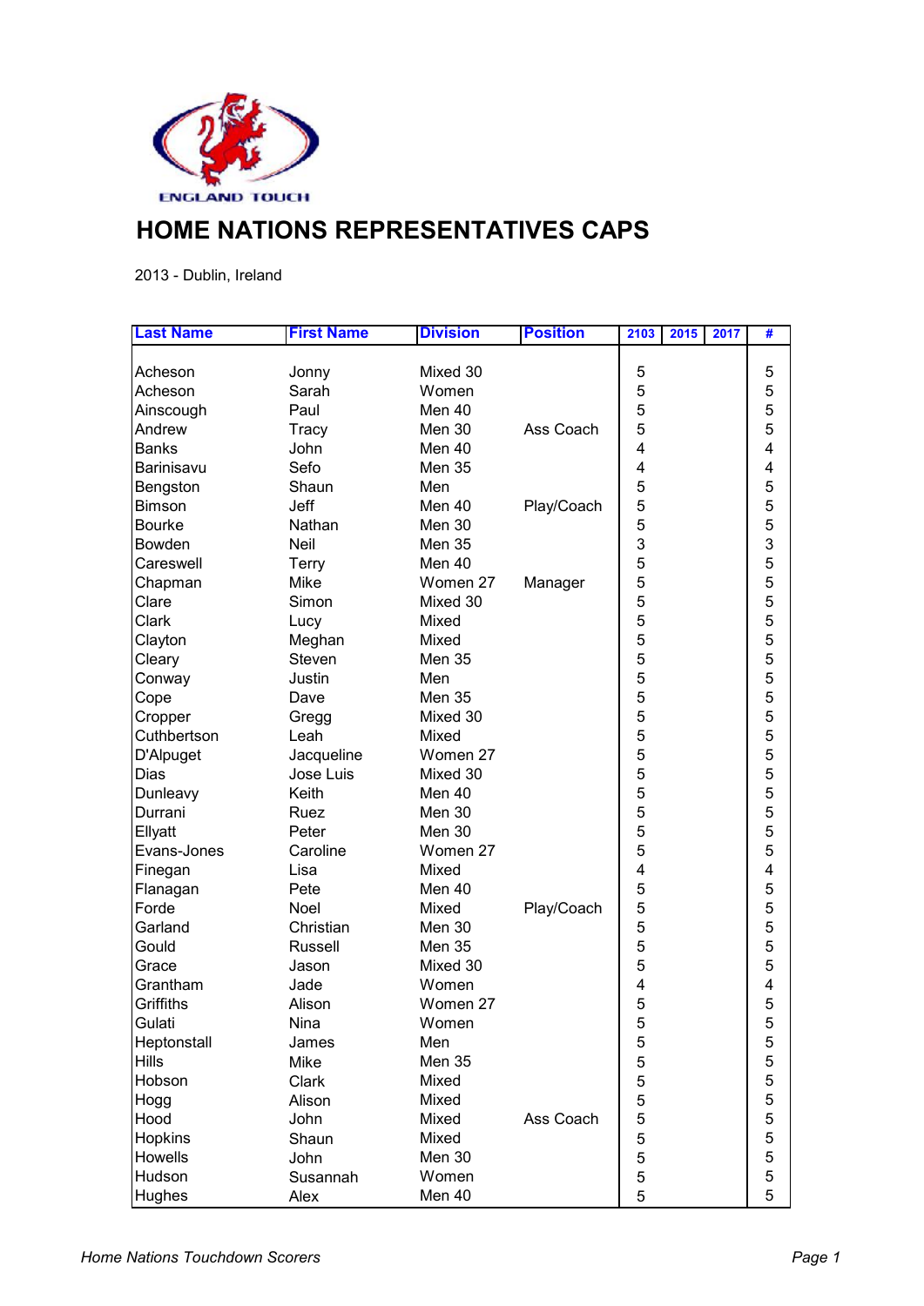ENGLAND TOUCH

# HOME NATIONS REPRESENTATIVES CAPS

2013 - Dublin, Ireland

| Last Name | First Name | Division | Position | 2103 | 2015 | 2017 | # |
|---|---|---|---|---|---|---|---|
| Acheson | Jonny | Mixed 30 | | 5 | | | 5 |
| Acheson | Sarah | Women | | 5 | | | 5 |
| Ainscough | Paul | Men 40 | | 5 | | | 5 |
| Andrew | Tracy | Men 30 | Ass Coach | 5 | | | 5 |
| Banks | John | Men 40 | | 4 | | | 4 |
| Barinisavu | Sefo | Men 35 | | 4 | | | 4 |
| Bengston | Shaun | Men | | 5 | | | 5 |
| Bimson | Jeff | Men 40 | Play/Coach | 5 | | | 5 |
| Bourke | Nathan | Men 30 | | 5 | | | 5 |
| Bowden | Neil | Men 35 | | 3 | | | 3 |
| Careswell | Terry | Men 40 | | 5 | | | 5 |
| Chapman | Mike | Women 27 | Manager | 5 | | | 5 |
| Clare | Simon | Mixed 30 | | 5 | | | 5 |
| Clark | Lucy | Mixed | | 5 | | | 5 |
| Clayton | Meghan | Mixed | | 5 | | | 5 |
| Cleary | Steven | Men 35 | | 5 | | | 5 |
| Conway | Justin | Men | | 5 | | | 5 |
| Cope | Dave | Men 35 | | 5 | | | 5 |
| Cropper | Gregg | Mixed 30 | | 5 | | | 5 |
| Cuthbertson | Leah | Mixed | | 5 | | | 5 |
| D'Alpuget | Jacqueline | Women 27 | | 5 | | | 5 |
| Dias | Jose Luis | Mixed 30 | | 5 | | | 5 |
| Dunleavy | Keith | Men 40 | | 5 | | | 5 |
| Durrani | Ruez | Men 30 | | 5 | | | 5 |
| Ellyatt | Peter | Men 30 | | 5 | | | 5 |
| Evans-Jones | Caroline | Women 27 | | 5 | | | 5 |
| Finegan | Lisa | Mixed | | 4 | | | 4 |
| Flanagan | Pete | Men 40 | | 5 | | | 5 |
| Forde | Noel | Mixed | Play/Coach | 5 | | | 5 |
| Garland | Christian | Men 30 | | 5 | | | 5 |
| Gould | Russell | Men 35 | | 5 | | | 5 |
| Grace | Jason | Mixed 30 | | 5 | | | 5 |
| Grantham | Jade | Women | | 4 | | | 4 |
| Griffiths | Alison | Women 27 | | 5 | | | 5 |
| Gulati | Nina | Women | | 5 | | | 5 |
| Heptonstall | James | Men | | 5 | | | 5 |
| Hills | Mike | Men 35 | | 5 | | | 5 |
| Hobson | Clark | Mixed | | 5 | | | 5 |
| Hogg | Alison | Mixed | | 5 | | | 5 |
| Hood | John | Mixed | Ass Coach | 5 | | | 5 |
| Hopkins | Shaun | Mixed | | 5 | | | 5 |
| Howells | John | Men 30 | | 5 | | | 5 |
| Hudson | Susannah | Women | | 5 | | | 5 |
| Hughes | Alex | Men 40 | | 5 | | | 5 |

*Home Nations Touchdown Scorers*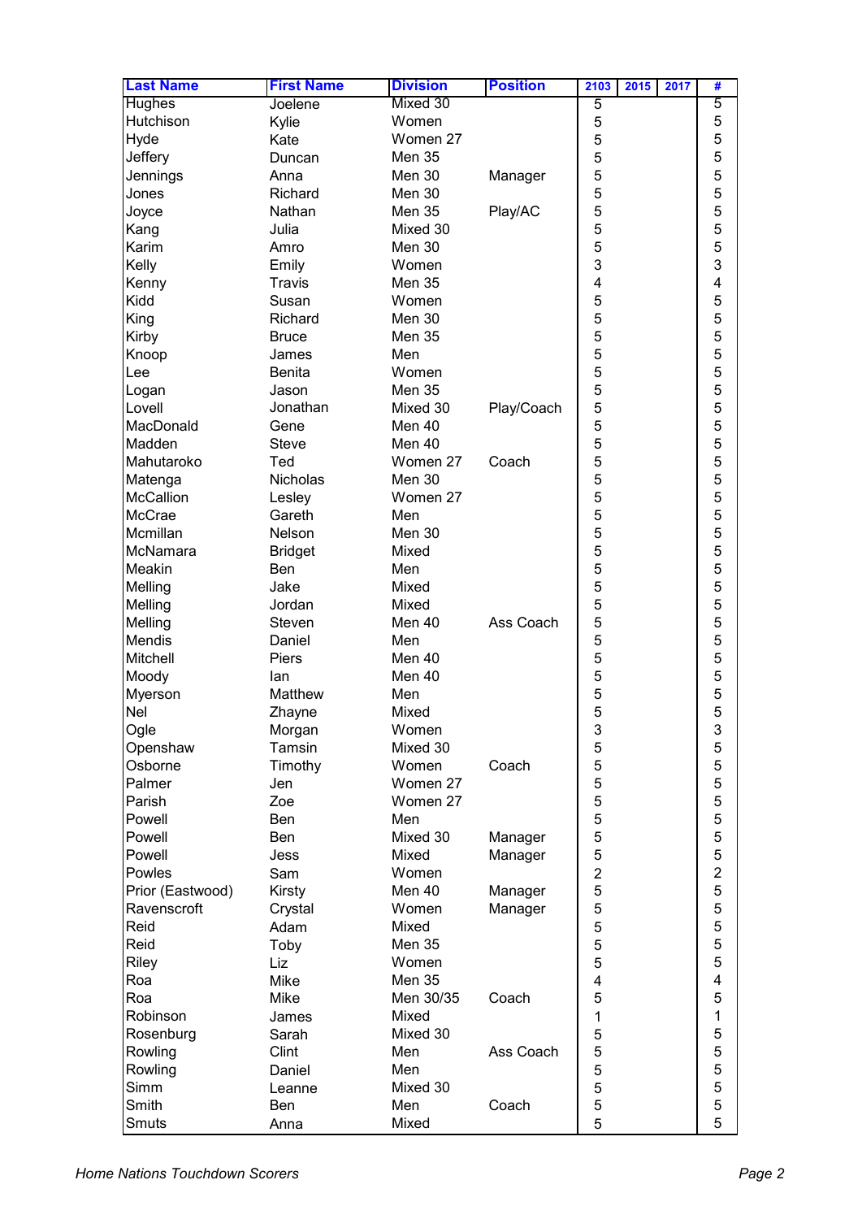| Last Name | First Name | Division | Position | 2103 | 2015 | 2017 | # |
|---|---|---|---|---|---|---|---|
| Hughes | Joelene | Mixed 30 | | 5 | | | 5 |
| Hutchison | Kylie | Women | | 5 | | | 5 |
| Hyde | Kate | Women 27 | | 5 | | | 5 |
| Jeffery | Duncan | Men 35 | | 5 | | | 5 |
| Jennings | Anna | Men 30 | Manager | 5 | | | 5 |
| Jones | Richard | Men 30 | | 5 | | | 5 |
| Joyce | Nathan | Men 35 | Play/AC | 5 | | | 5 |
| Kang | Julia | Mixed 30 | | 5 | | | 5 |
| Karim | Amro | Men 30 | | 5 | | | 5 |
| Kelly | Emily | Women | | 3 | | | 3 |
| Kenny | Travis | Men 35 | | 4 | | | 4 |
| Kidd | Susan | Women | | 5 | | | 5 |
| King | Richard | Men 30 | | 5 | | | 5 |
| Kirby | Bruce | Men 35 | | 5 | | | 5 |
| Knoop | James | Men | | 5 | | | 5 |
| Lee | Benita | Women | | 5 | | | 5 |
| Logan | Jason | Men 35 | | 5 | | | 5 |
| Lovell | Jonathan | Mixed 30 | Play/Coach | 5 | | | 5 |
| MacDonald | Gene | Men 40 | | 5 | | | 5 |
| Madden | Steve | Men 40 | | 5 | | | 5 |
| Mahutaroko | Ted | Women 27 | Coach | 5 | | | 5 |
| Matenga | Nicholas | Men 30 | | 5 | | | 5 |
| McCallion | Lesley | Women 27 | | 5 | | | 5 |
| McCrae | Gareth | Men | | 5 | | | 5 |
| Mcmillan | Nelson | Men 30 | | 5 | | | 5 |
| McNamara | Bridget | Mixed | | 5 | | | 5 |
| Meakin | Ben | Men | | 5 | | | 5 |
| Melling | Jake | Mixed | | 5 | | | 5 |
| Melling | Jordan | Mixed | | 5 | | | 5 |
| Melling | Steven | Men 40 | Ass Coach | 5 | | | 5 |
| Mendis | Daniel | Men | | 5 | | | 5 |
| Mitchell | Piers | Men 40 | | 5 | | | 5 |
| Moody | Ian | Men 40 | | 5 | | | 5 |
| Myerson | Matthew | Men | | 5 | | | 5 |
| Nel | Zhayne | Mixed | | 5 | | | 5 |
| Ogle | Morgan | Women | | 3 | | | 3 |
| Openshaw | Tamsin | Mixed 30 | | 5 | | | 5 |
| Osborne | Timothy | Women | Coach | 5 | | | 5 |
| Palmer | Jen | Women 27 | | 5 | | | 5 |
| Parish | Zoe | Women 27 | | 5 | | | 5 |
| Powell | Ben | Men | | 5 | | | 5 |
| Powell | Ben | Mixed 30 | Manager | 5 | | | 5 |
| Powell | Jess | Mixed | Manager | 5 | | | 5 |
| Powles | Sam | Women | | 2 | | | 2 |
| Prior (Eastwood) | Kirsty | Men 40 | Manager | 5 | | | 5 |
| Ravenscroft | Crystal | Women | Manager | 5 | | | 5 |
| Reid | Adam | Mixed | | 5 | | | 5 |
| Reid | Toby | Men 35 | | 5 | | | 5 |
| Riley | Liz | Women | | 5 | | | 5 |
| Roa | Mike | Men 35 | | 4 | | | 4 |
| Roa | Mike | Men 30/35 | Coach | 5 | | | 5 |
| Robinson | James | Mixed | | 1 | | | 1 |
| Rosenburg | Sarah | Mixed 30 | | 5 | | | 5 |
| Rowling | Clint | Men | Ass Coach | 5 | | | 5 |
| Rowling | Daniel | Men | | 5 | | | 5 |
| Simm | Leanne | Mixed 30 | | 5 | | | 5 |
| Smith | Ben | Men | Coach | 5 | | | 5 |
| Smuts | Anna | Mixed | | 5 | | | 5 |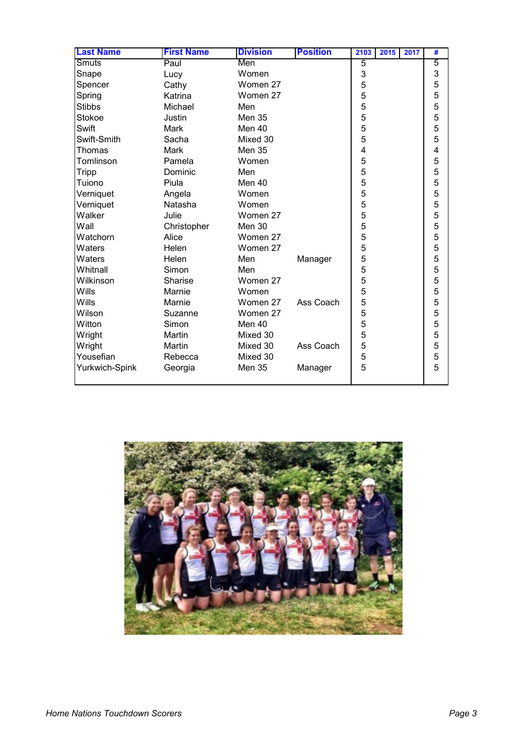| Last Name | First Name | Division | Position | 2103 | 2015 | 2017 | # |
|---|---|---|---|---|---|---|---|
| Smuts | Paul | Men | | 5 | | | 5 |
| Snape | Lucy | Women | | 3 | | | 3 |
| Spencer | Cathy | Women 27 | | 5 | | | 5 |
| Spring | Katrina | Women 27 | | 5 | | | 5 |
| Stibbs | Michael | Men | | 5 | | | 5 |
| Stokoe | Justin | Men 35 | | 5 | | | 5 |
| Swift | Mark | Men 40 | | 5 | | | 5 |
| Swift-Smith | Sacha | Mixed 30 | | 5 | | | 5 |
| Thomas | Mark | Men 35 | | 4 | | | 4 |
| Tomlinson | Pamela | Women | | 5 | | | 5 |
| Tripp | Dominic | Men | | 5 | | | 5 |
| Tuiono | Piula | Men 40 | | 5 | | | 5 |
| Verniquet | Angela | Women | | 5 | | | 5 |
| Verniquet | Natasha | Women | | 5 | | | 5 |
| Walker | Julie | Women 27 | | 5 | | | 5 |
| Wall | Christopher | Men 30 | | 5 | | | 5 |
| Watchorn | Alice | Women 27 | | 5 | | | 5 |
| Waters | Helen | Women 27 | | 5 | | | 5 |
| Waters | Helen | Men | Manager | 5 | | | 5 |
| Whitnall | Simon | Men | | 5 | | | 5 |
| Wilkinson | Sharise | Women 27 | | 5 | | | 5 |
| Wills | Marnie | Women | | 5 | | | 5 |
| Wills | Marnie | Women 27 | Ass Coach | 5 | | | 5 |
| Wilson | Suzanne | Women 27 | | 5 | | | 5 |
| Witton | Simon | Men 40 | | 5 | | | 5 |
| Wright | Martin | Mixed 30 | | 5 | | | 5 |
| Wright | Martin | Mixed 30 | Ass Coach | 5 | | | 5 |
| Yousefian | Rebecca | Mixed 30 | | 5 | | | 5 |
| Yurkwich-Spink | Georgia | Men 35 | Manager | 5 | | | 5 |